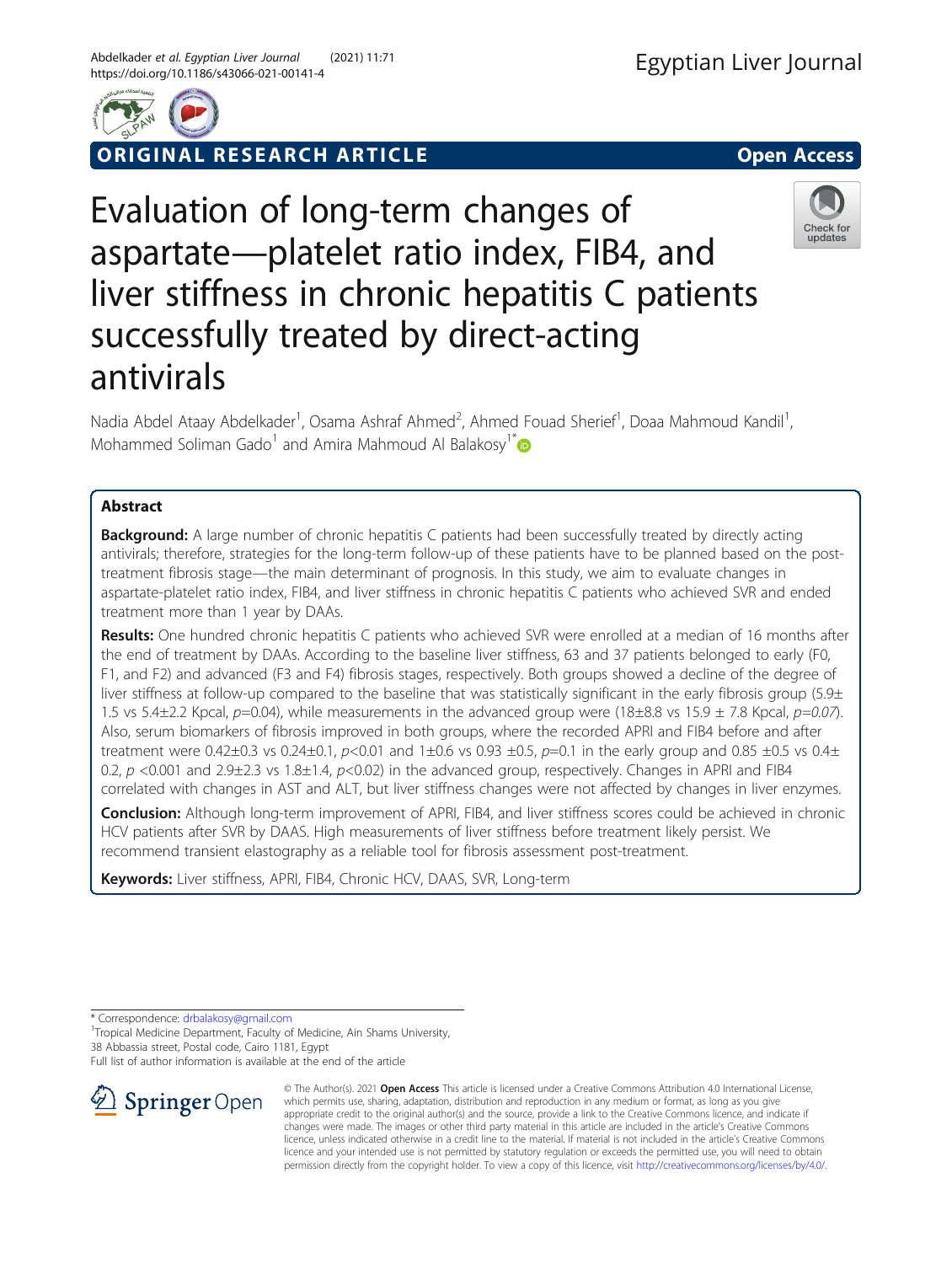Egyptian Liver Journal

ORIGINAL RESEARCH ARTICLE

Open Access

# Evaluation of long-term changes of aspartate—platelet ratio index, FIB4, and liver stiffness in chronic hepatitis C patients successfully treated by direct-acting antivirals

Nadia Abdel Ataay Abdelkader[1], Osama Ashraf Ahmed[2], Ahmed Fouad Sherief[1], Doaa Mahmoud Kandil[1], Mohammed Soliman Gado[1] and Amira Mahmoud Al Balakosy[1*]

## Abstract

**Background:** A large number of chronic hepatitis C patients had been successfully treated by directly acting antivirals; therefore, strategies for the long-term follow-up of these patients have to be planned based on the post-treatment fibrosis stage—the main determinant of prognosis. In this study, we aim to evaluate changes in aspartate-platelet ratio index, FIB4, and liver stiffness in chronic hepatitis C patients who achieved SVR and ended treatment more than 1 year by DAAs.

**Results:** One hundred chronic hepatitis C patients who achieved SVR were enrolled at a median of 16 months after the end of treatment by DAAs. According to the baseline liver stiffness, 63 and 37 patients belonged to early (F0, F1, and F2) and advanced (F3 and F4) fibrosis stages, respectively. Both groups showed a decline of the degree of liver stiffness at follow-up compared to the baseline that was statistically significant in the early fibrosis group (5.9± 1.5 vs 5.4±2.2 Kpcal, $p$=0.04), while measurements in the advanced group were (18±8.8 vs 15.9 ± 7.8 Kpcal, $p$=0.07). Also, serum biomarkers of fibrosis improved in both groups, where the recorded APRI and FIB4 before and after treatment were 0.42±0.3 vs 0.24±0.1, $p$<0.01 and 1±0.6 vs 0.93 ±0.5, $p$=0.1 in the early group and 0.85 ±0.5 vs 0.4± 0.2, $p$ <0.001 and 2.9±2.3 vs 1.8±1.4, $p$<0.02) in the advanced group, respectively. Changes in APRI and FIB4 correlated with changes in AST and ALT, but liver stiffness changes were not affected by changes in liver enzymes.

**Conclusion:** Although long-term improvement of APRI, FIB4, and liver stiffness scores could be achieved in chronic HCV patients after SVR by DAAS. High measurements of liver stiffness before treatment likely persist. We recommend transient elastography as a reliable tool for fibrosis assessment post-treatment.

**Keywords:** Liver stiffness, APRI, FIB4, Chronic HCV, DAAS, SVR, Long-term

\* Correspondence: drbalakosy@gmail.com

[1]Tropical Medicine Department, Faculty of Medicine, Ain Shams University, 38 Abbassia street, Postal code, Cairo 1181, Egypt

Full list of author information is available at the end of the article

© The Author(s). 2021 **Open Access** This article is licensed under a Creative Commons Attribution 4.0 International License, which permits use, sharing, adaptation, distribution and reproduction in any medium or format, as long as you give appropriate credit to the original author(s) and the source, provide a link to the Creative Commons licence, and indicate if changes were made. The images or other third party material in this article are included in the article's Creative Commons licence, unless indicated otherwise in a credit line to the material. If material is not included in the article's Creative Commons licence and your intended use is not permitted by statutory regulation or exceeds the permitted use, you will need to obtain permission directly from the copyright holder. To view a copy of this licence, visit http://creativecommons.org/licenses/by/4.0/.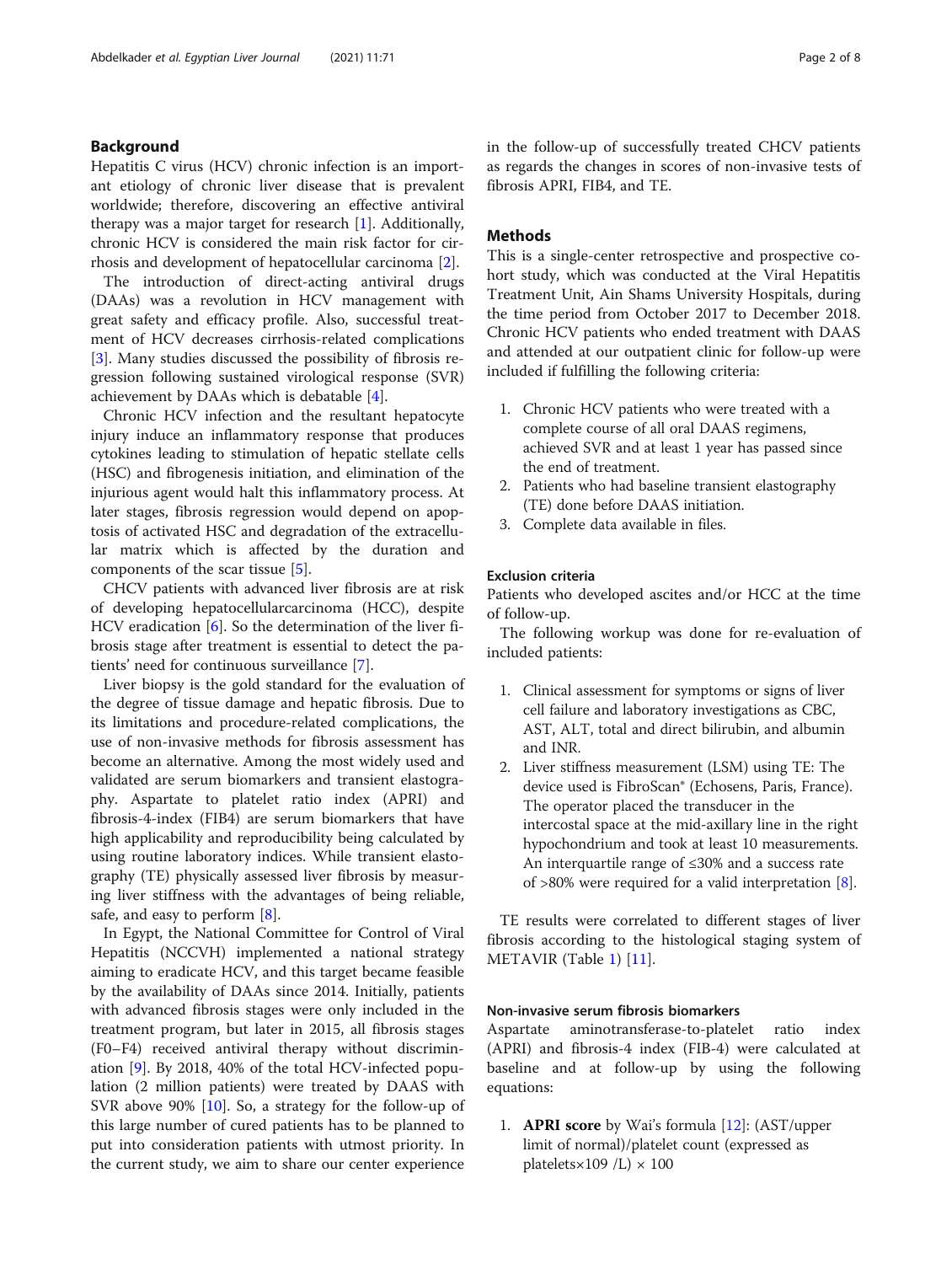## Background

Hepatitis C virus (HCV) chronic infection is an important etiology of chronic liver disease that is prevalent worldwide; therefore, discovering an effective antiviral therapy was a major target for research [1]. Additionally, chronic HCV is considered the main risk factor for cirrhosis and development of hepatocellular carcinoma [2].

The introduction of direct-acting antiviral drugs (DAAs) was a revolution in HCV management with great safety and efficacy profile. Also, successful treatment of HCV decreases cirrhosis-related complications [3]. Many studies discussed the possibility of fibrosis regression following sustained virological response (SVR) achievement by DAAs which is debatable [4].

Chronic HCV infection and the resultant hepatocyte injury induce an inflammatory response that produces cytokines leading to stimulation of hepatic stellate cells (HSC) and fibrogenesis initiation, and elimination of the injurious agent would halt this inflammatory process. At later stages, fibrosis regression would depend on apoptosis of activated HSC and degradation of the extracellular matrix which is affected by the duration and components of the scar tissue [5].

CHCV patients with advanced liver fibrosis are at risk of developing hepatocellularcarcinoma (HCC), despite HCV eradication [6]. So the determination of the liver fibrosis stage after treatment is essential to detect the patients' need for continuous surveillance [7].

Liver biopsy is the gold standard for the evaluation of the degree of tissue damage and hepatic fibrosis. Due to its limitations and procedure-related complications, the use of non-invasive methods for fibrosis assessment has become an alternative. Among the most widely used and validated are serum biomarkers and transient elastography. Aspartate to platelet ratio index (APRI) and fibrosis-4-index (FIB4) are serum biomarkers that have high applicability and reproducibility being calculated by using routine laboratory indices. While transient elastography (TE) physically assessed liver fibrosis by measuring liver stiffness with the advantages of being reliable, safe, and easy to perform [8].

In Egypt, the National Committee for Control of Viral Hepatitis (NCCVH) implemented a national strategy aiming to eradicate HCV, and this target became feasible by the availability of DAAs since 2014. Initially, patients with advanced fibrosis stages were only included in the treatment program, but later in 2015, all fibrosis stages (F0–F4) received antiviral therapy without discrimination [9]. By 2018, 40% of the total HCV-infected population (2 million patients) were treated by DAAS with SVR above 90% [10]. So, a strategy for the follow-up of this large number of cured patients has to be planned to put into consideration patients with utmost priority. In the current study, we aim to share our center experience in the follow-up of successfully treated CHCV patients as regards the changes in scores of non-invasive tests of fibrosis APRI, FIB4, and TE.

## Methods

This is a single-center retrospective and prospective cohort study, which was conducted at the Viral Hepatitis Treatment Unit, Ain Shams University Hospitals, during the time period from October 2017 to December 2018. Chronic HCV patients who ended treatment with DAAS and attended at our outpatient clinic for follow-up were included if fulfilling the following criteria:

1. Chronic HCV patients who were treated with a complete course of all oral DAAS regimens, achieved SVR and at least 1 year has passed since the end of treatment.
2. Patients who had baseline transient elastography (TE) done before DAAS initiation.
3. Complete data available in files.

### Exclusion criteria

Patients who developed ascites and/or HCC at the time of follow-up.

The following workup was done for re-evaluation of included patients:

1. Clinical assessment for symptoms or signs of liver cell failure and laboratory investigations as CBC, AST, ALT, total and direct bilirubin, and albumin and INR.
2. Liver stiffness measurement (LSM) using TE: The device used is FibroScan® (Echosens, Paris, France). The operator placed the transducer in the intercostal space at the mid-axillary line in the right hypochondrium and took at least 10 measurements. An interquartile range of ≤30% and a success rate of >80% were required for a valid interpretation [8].

TE results were correlated to different stages of liver fibrosis according to the histological staging system of METAVIR (Table 1) [11].

### Non-invasive serum fibrosis biomarkers

Aspartate aminotransferase-to-platelet ratio index (APRI) and fibrosis-4 index (FIB-4) were calculated at baseline and at follow-up by using the following equations:

1. **APRI score** by Wai's formula [12]: (AST/upper limit of normal)/platelet count (expressed as platelets$\times 10^9$ /L) $\times$ 100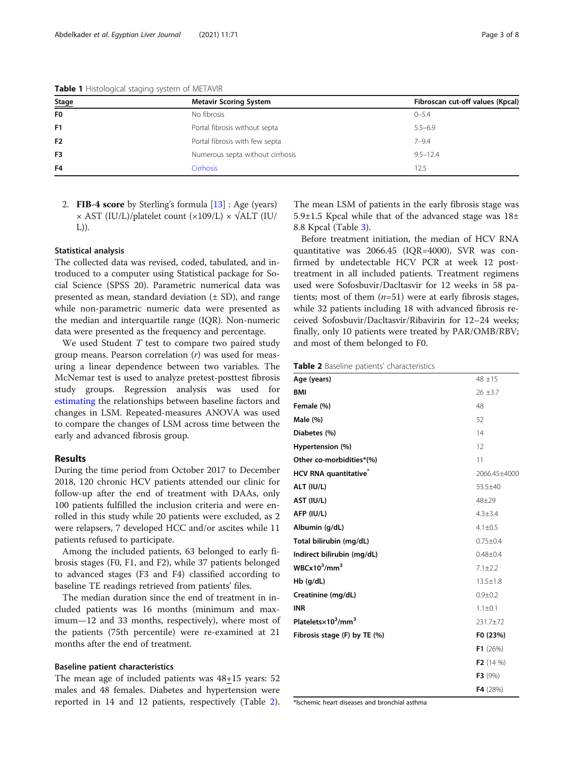**Table 1** Histological staging system of METAVIR

| Stage | Metavir Scoring System | Fibroscan cut-off values (Kpcal) |
|---|---|---|
| **F0** | No fibrosis | 0–5.4 |
| **F1** | Portal fibrosis without septa | 5.5–6.9 |
| **F2** | Portal fibrosis with few septa | 7–9.4 |
| **F3** | Numerous septa without cirrhosis | 9.5–12.4 |
| **F4** | Cirrhosis | 12.5 |

2. **FIB-4 score** by Sterling's formula [13] : Age (years) × AST (IU/L)/platelet count (×109/L) × √ALT (IU/L)).

### Statistical analysis

The collected data was revised, coded, tabulated, and introduced to a computer using Statistical package for Social Science (SPSS 20). Parametric numerical data was presented as mean, standard deviation (± SD), and range while non-parametric numeric data were presented as the median and interquartile range (IQR). Non-numeric data were presented as the frequency and percentage.

We used Student *T* test to compare two paired study group means. Pearson correlation (*r*) was used for measuring a linear dependence between two variables. The McNemar test is used to analyze pretest-posttest fibrosis study groups. Regression analysis was used for estimating the relationships between baseline factors and changes in LSM. Repeated-measures ANOVA was used to compare the changes of LSM across time between the early and advanced fibrosis group.

## Results

During the time period from October 2017 to December 2018, 120 chronic HCV patients attended our clinic for follow-up after the end of treatment with DAAs, only 100 patients fulfilled the inclusion criteria and were enrolled in this study while 20 patients were excluded, as 2 were relapsers, 7 developed HCC and/or ascites while 11 patients refused to participate.

Among the included patients, 63 belonged to early fibrosis stages (F0, F1, and F2), while 37 patients belonged to advanced stages (F3 and F4) classified according to baseline TE readings retrieved from patients' files.

The median duration since the end of treatment in included patients was 16 months (minimum and maximum—12 and 33 months, respectively), where most of the patients (75th percentile) were re-examined at 21 months after the end of treatment.

### Baseline patient characteristics

The mean age of included patients was 48±15 years: 52 males and 48 females. Diabetes and hypertension were reported in 14 and 12 patients, respectively (Table 2). The mean LSM of patients in the early fibrosis stage was 5.9±1.5 Kpcal while that of the advanced stage was 18± 8.8 Kpcal (Table 3).

Before treatment initiation, the median of HCV RNA quantitative was 2066.45 (IQR=4000), SVR was confirmed by undetectable HCV PCR at week 12 post-treatment in all included patients. Treatment regimens used were Sofosbuvir/Dacltasvir for 12 weeks in 58 patients; most of them (*n*=51) were at early fibrosis stages, while 32 patients including 18 with advanced fibrosis received Sofosbuvir/Dacltasvir/Ribavirin for 12–24 weeks; finally, only 10 patients were treated by PAR/OMB/RBV; and most of them belonged to F0.

**Table 2** Baseline patients' characteristics

| | |
|---|---|
| **Age (years)** | 48 ±15 |
| **BMI** | 26 ±3.7 |
| **Female (%)** | 48 |
| **Male (%)** | 52 |
| **Diabetes (%)** | 14 |
| **Hypertension (%)** | 12 |
| **Other co-morbidities*(%)** | 11 |
| **HCV RNA quantitative*** | 2066.45±4000 |
| **ALT (IU/L)** | 53.5±40 |
| **AST (IU/L)** | 48±29 |
| **AFP (IU/L)** | 4.3±3.4 |
| **Albumin (g/dL)** | 4.1±0.5 |
| **Total bilirubin (mg/dL)** | 0.75±0.4 |
| **Indirect bilirubin (mg/dL)** | 0.48±0.4 |
| **WBCx$10^3$/mm$^3$** | 7.1±2.2 |
| **Hb (g/dL)** | 13.5±1.8 |
| **Creatinine (mg/dL)** | 0.9±0.2 |
| **INR** | 1.1±0.1 |
| **Platelets×$10^3$/mm$^3$** | 231.7±72 |
| **Fibrosis stage (F) by TE (%)** | **F0** (23%) |
| | **F1** (26%) |
| | **F2** (14 %) |
| | **F3** (9%) |
| | **F4** (28%) |

*Ischemic heart diseases and bronchial asthma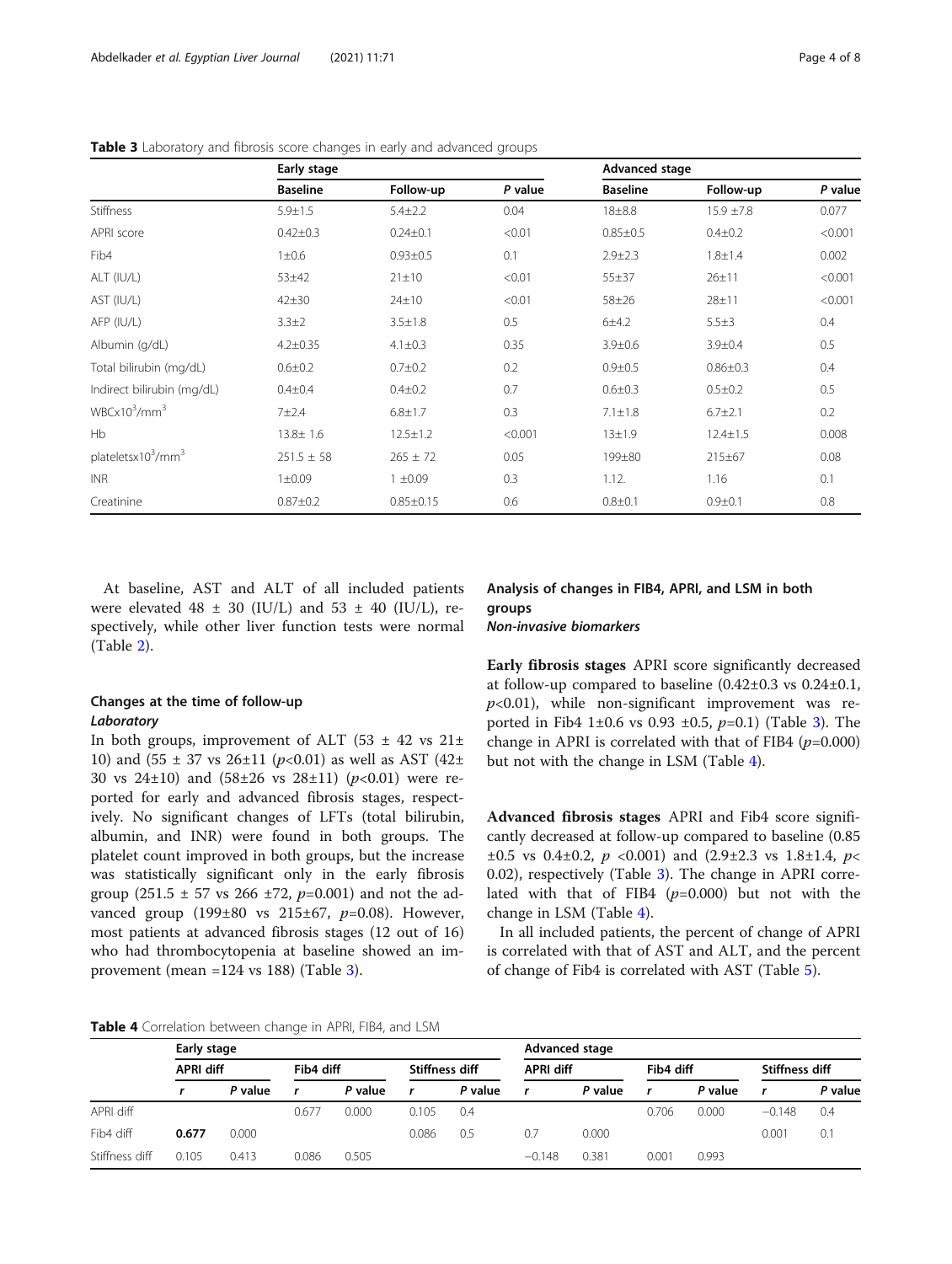**Table 3** Laboratory and fibrosis score changes in early and advanced groups

| | Early stage | | | Advanced stage | | |
|---|---|---|---|---|---|---|
| | **Baseline** | **Follow-up** | ***P* value** | **Baseline** | **Follow-up** | ***P* value** |
| Stiffness | 5.9±1.5 | 5.4±2.2 | 0.04 | 18±8.8 | 15.9 ±7.8 | 0.077 |
| APRI score | 0.42±0.3 | 0.24±0.1 | <0.01 | 0.85±0.5 | 0.4±0.2 | <0.001 |
| Fib4 | 1±0.6 | 0.93±0.5 | 0.1 | 2.9±2.3 | 1.8±1.4 | 0.002 |
| ALT (IU/L) | 53±42 | 21±10 | <0.01 | 55±37 | 26±11 | <0.001 |
| AST (IU/L) | 42±30 | 24±10 | <0.01 | 58±26 | 28±11 | <0.001 |
| AFP (IU/L) | 3.3±2 | 3.5±1.8 | 0.5 | 6±4.2 | 5.5±3 | 0.4 |
| Albumin (g/dL) | 4.2±0.35 | 4.1±0.3 | 0.35 | 3.9±0.6 | 3.9±0.4 | 0.5 |
| Total bilirubin (mg/dL) | 0.6±0.2 | 0.7±0.2 | 0.2 | 0.9±0.5 | 0.86±0.3 | 0.4 |
| Indirect bilirubin (mg/dL) | 0.4±0.4 | 0.4±0.2 | 0.7 | 0.6±0.3 | 0.5±0.2 | 0.5 |
| WBCx$10^3$/mm$^3$ | 7±2.4 | 6.8±1.7 | 0.3 | 7.1±1.8 | 6.7±2.1 | 0.2 |
| Hb | 13.8± 1.6 | 12.5±1.2 | <0.001 | 13±1.9 | 12.4±1.5 | 0.008 |
| plateletsx$10^3$/mm$^3$ | 251.5 ± 58 | 265 ± 72 | 0.05 | 199±80 | 215±67 | 0.08 |
| INR | 1±0.09 | 1 ±0.09 | 0.3 | 1.12. | 1.16 | 0.1 |
| Creatinine | 0.87±0.2 | 0.85±0.15 | 0.6 | 0.8±0.1 | 0.9±0.1 | 0.8 |

At baseline, AST and ALT of all included patients were elevated 48 ± 30 (IU/L) and 53 ± 40 (IU/L), respectively, while other liver function tests were normal (Table 2).

## Changes at the time of follow-up

### *Laboratory*

In both groups, improvement of ALT (53 ± 42 vs 21± 10) and (55 ± 37 vs 26±11 ($p$<0.01) as well as AST (42± 30 vs 24±10) and (58±26 vs 28±11) ($p$<0.01) were reported for early and advanced fibrosis stages, respectively. No significant changes of LFTs (total bilirubin, albumin, and INR) were found in both groups. The platelet count improved in both groups, but the increase was statistically significant only in the early fibrosis group (251.5 ± 57 vs 266 ±72, $p$=0.001) and not the advanced group (199±80 vs 215±67, $p$=0.08). However, most patients at advanced fibrosis stages (12 out of 16) who had thrombocytopenia at baseline showed an improvement (mean =124 vs 188) (Table 3).

## Analysis of changes in FIB4, APRI, and LSM in both groups

### *Non-invasive biomarkers*

**Early fibrosis stages** APRI score significantly decreased at follow-up compared to baseline (0.42±0.3 vs 0.24±0.1, $p$<0.01), while non-significant improvement was reported in Fib4 1±0.6 vs 0.93 ±0.5, $p$=0.1) (Table 3). The change in APRI is correlated with that of FIB4 ($p$=0.000) but not with the change in LSM (Table 4).

**Advanced fibrosis stages** APRI and Fib4 score significantly decreased at follow-up compared to baseline (0.85 ±0.5 vs 0.4±0.2, $p$ <0.001) and (2.9±2.3 vs 1.8±1.4, $p$< 0.02), respectively (Table 3). The change in APRI correlated with that of FIB4 ($p$=0.000) but not with the change in LSM (Table 4).

In all included patients, the percent of change of APRI is correlated with that of AST and ALT, and the percent of change of Fib4 is correlated with AST (Table 5).

**Table 4** Correlation between change in APRI, FIB4, and LSM

| | Early stage | | | | | | Advanced stage | | | | | |
|---|---|---|---|---|---|---|---|---|---|---|---|---|
| | APRI diff | | Fib4 diff | | Stiffness diff | | APRI diff | | Fib4 diff | | Stiffness diff | |
| | *r* | *P* value | *r* | *P* value | *r* | *P* value | *r* | *P* value | *r* | *P* value | *r* | *P* value |
| APRI diff | | | 0.677 | 0.000 | 0.105 | 0.4 | | | 0.706 | 0.000 | −0.148 | 0.4 |
| Fib4 diff | **0.677** | 0.000 | | | 0.086 | 0.5 | 0.7 | 0.000 | | | 0.001 | 0.1 |
| Stiffness diff | 0.105 | 0.413 | 0.086 | 0.505 | | | −0.148 | 0.381 | 0.001 | 0.993 | | |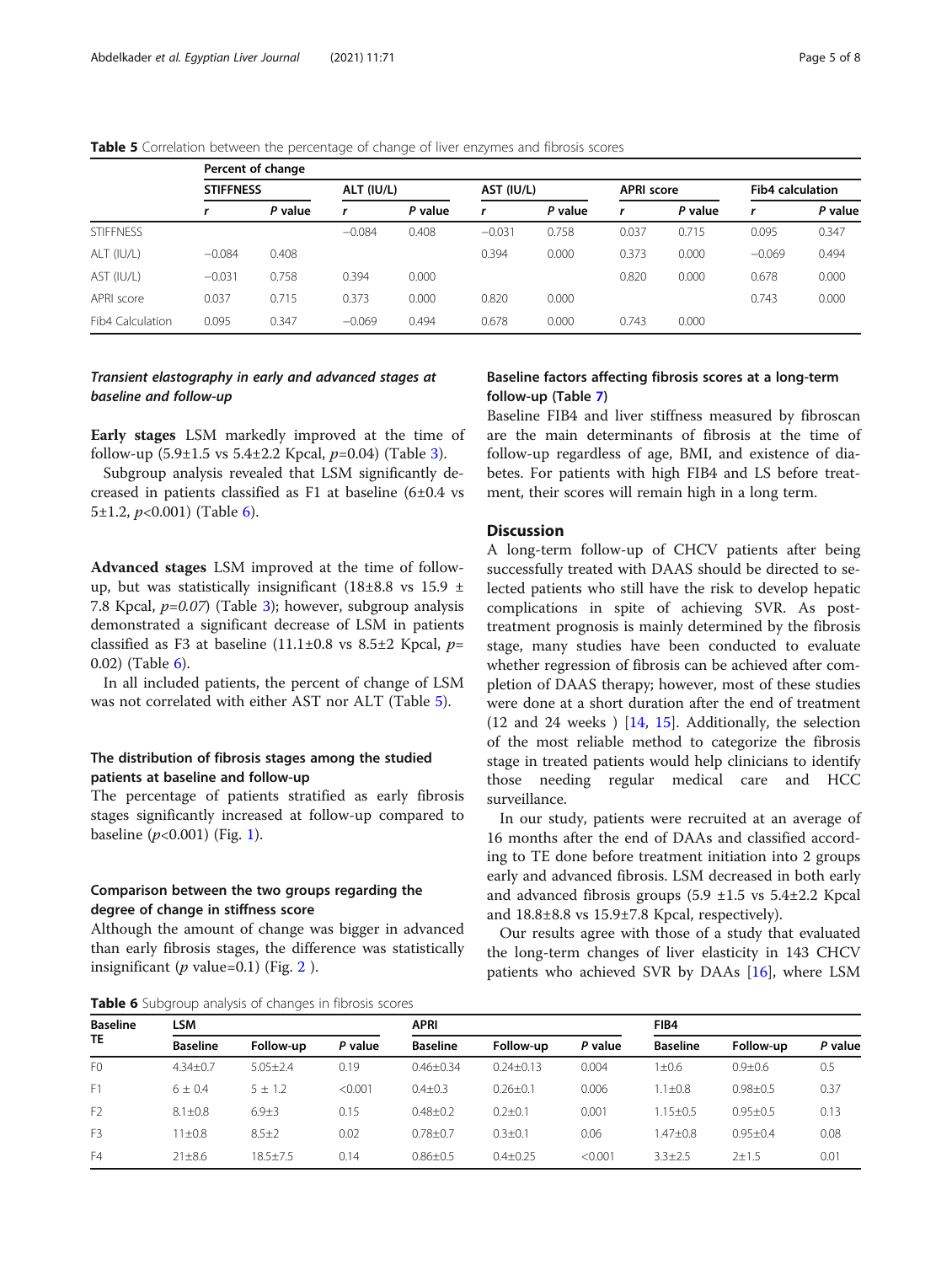**Table 5** Correlation between the percentage of change of liver enzymes and fibrosis scores

| | Percent of change | | | | | | | | | |
|---|---|---|---|---|---|---|---|---|---|---|
| | STIFFNESS | | ALT (IU/L) | | AST (IU/L) | | APRI score | | Fib4 calculation | |
| | r | P value | r | P value | r | P value | r | P value | r | P value |
| STIFFNESS | | | −0.084 | 0.408 | −0.031 | 0.758 | 0.037 | 0.715 | 0.095 | 0.347 |
| ALT (IU/L) | −0.084 | 0.408 | | | 0.394 | 0.000 | 0.373 | 0.000 | −0.069 | 0.494 |
| AST (IU/L) | −0.031 | 0.758 | 0.394 | 0.000 | | | 0.820 | 0.000 | 0.678 | 0.000 |
| APRI score | 0.037 | 0.715 | 0.373 | 0.000 | 0.820 | 0.000 | | | 0.743 | 0.000 |
| Fib4 Calculation | 0.095 | 0.347 | −0.069 | 0.494 | 0.678 | 0.000 | 0.743 | 0.000 | | |

### *Transient elastography in early and advanced stages at baseline and follow-up*

**Early stages** LSM markedly improved at the time of follow-up (5.9±1.5 vs 5.4±2.2 Kpcal, $p$=0.04) (Table 3).

Subgroup analysis revealed that LSM significantly decreased in patients classified as F1 at baseline (6±0.4 vs 5±1.2, $p$<0.001) (Table 6).

**Advanced stages** LSM improved at the time of follow-up, but was statistically insignificant (18±8.8 vs 15.9 ± 7.8 Kpcal, $p$=*0.07*) (Table 3); however, subgroup analysis demonstrated a significant decrease of LSM in patients classified as F3 at baseline (11.1±0.8 vs 8.5±2 Kpcal, $p$= 0.02) (Table 6).

In all included patients, the percent of change of LSM was not correlated with either AST nor ALT (Table 5).

### The distribution of fibrosis stages among the studied patients at baseline and follow-up

The percentage of patients stratified as early fibrosis stages significantly increased at follow-up compared to baseline ($p$<0.001) (Fig. 1).

### Comparison between the two groups regarding the degree of change in stiffness score

Although the amount of change was bigger in advanced than early fibrosis stages, the difference was statistically insignificant ($p$ value=0.1) (Fig. 2 ).

### Baseline factors affecting fibrosis scores at a long-term follow-up (Table 7)

Baseline FIB4 and liver stiffness measured by fibroscan are the main determinants of fibrosis at the time of follow-up regardless of age, BMI, and existence of diabetes. For patients with high FIB4 and LS before treatment, their scores will remain high in a long term.

## Discussion

A long-term follow-up of CHCV patients after being successfully treated with DAAS should be directed to selected patients who still have the risk to develop hepatic complications in spite of achieving SVR. As post-treatment prognosis is mainly determined by the fibrosis stage, many studies have been conducted to evaluate whether regression of fibrosis can be achieved after completion of DAAS therapy; however, most of these studies were done at a short duration after the end of treatment (12 and 24 weeks ) [14, 15]. Additionally, the selection of the most reliable method to categorize the fibrosis stage in treated patients would help clinicians to identify those needing regular medical care and HCC surveillance.

In our study, patients were recruited at an average of 16 months after the end of DAAs and classified according to TE done before treatment initiation into 2 groups early and advanced fibrosis. LSM decreased in both early and advanced fibrosis groups (5.9 ±1.5 vs 5.4±2.2 Kpcal and 18.8±8.8 vs 15.9±7.8 Kpcal, respectively).

Our results agree with those of a study that evaluated the long-term changes of liver elasticity in 143 CHCV patients who achieved SVR by DAAs [16], where LSM

**Table 6** Subgroup analysis of changes in fibrosis scores

| Baseline TE | LSM | | | APRI | | | FIB4 | | |
|---|---|---|---|---|---|---|---|---|---|
| | Baseline | Follow-up | P value | Baseline | Follow-up | P value | Baseline | Follow-up | P value |
| F0 | 4.34±0.7 | 5.05±2.4 | 0.19 | 0.46±0.34 | 0.24±0.13 | 0.004 | 1±0.6 | 0.9±0.6 | 0.5 |
| F1 | 6 ± 0.4 | 5 ± 1.2 | <0.001 | 0.4±0.3 | 0.26±0.1 | 0.006 | 1.1±0.8 | 0.98±0.5 | 0.37 |
| F2 | 8.1±0.8 | 6.9±3 | 0.15 | 0.48±0.2 | 0.2±0.1 | 0.001 | 1.15±0.5 | 0.95±0.5 | 0.13 |
| F3 | 11±0.8 | 8.5±2 | 0.02 | 0.78±0.7 | 0.3±0.1 | 0.06 | 1.47±0.8 | 0.95±0.4 | 0.08 |
| F4 | 21±8.6 | 18.5±7.5 | 0.14 | 0.86±0.5 | 0.4±0.25 | <0.001 | 3.3±2.5 | 2±1.5 | 0.01 |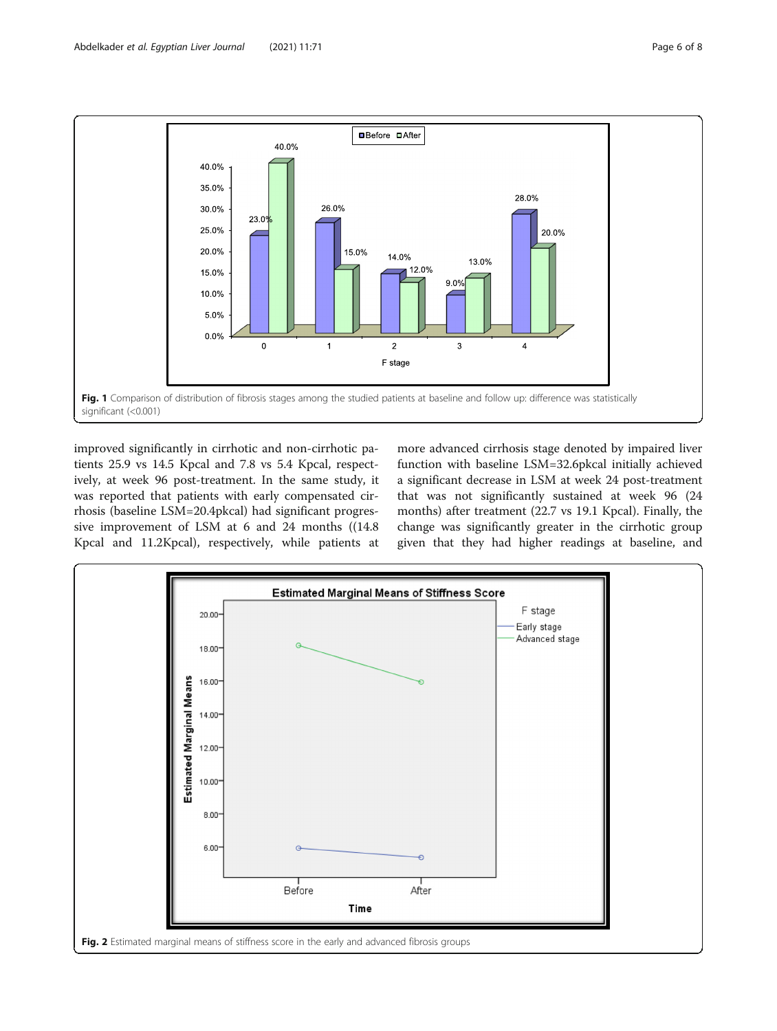Fig. 1 Comparison of distribution of fibrosis stages among the studied patients at baseline and follow up: difference was statistically significant (<0.001)

improved significantly in cirrhotic and non-cirrhotic patients 25.9 vs 14.5 Kpcal and 7.8 vs 5.4 Kpcal, respectively, at week 96 post-treatment. In the same study, it was reported that patients with early compensated cirrhosis (baseline LSM=20.4pkcal) had significant progressive improvement of LSM at 6 and 24 months ((14.8 Kpcal and 11.2Kpcal), respectively, while patients at more advanced cirrhosis stage denoted by impaired liver function with baseline LSM=32.6pkcal initially achieved a significant decrease in LSM at week 24 post-treatment that was not significantly sustained at week 96 (24 months) after treatment (22.7 vs 19.1 Kpcal). Finally, the change was significantly greater in the cirrhotic group given that they had higher readings at baseline, and

Fig. 2 Estimated marginal means of stiffness score in the early and advanced fibrosis groups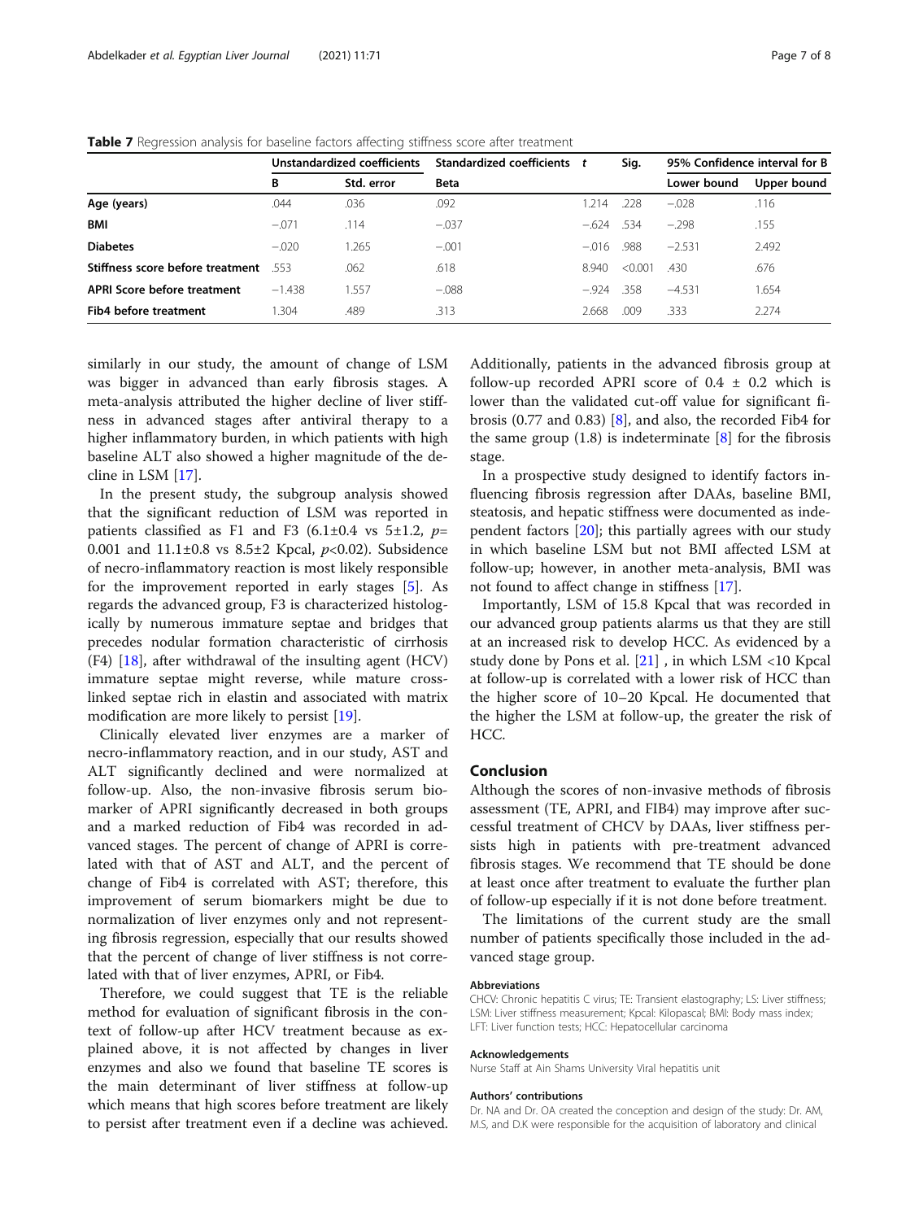**Table 7** Regression analysis for baseline factors affecting stiffness score after treatment

| | Unstandardized coefficients | | Standardized coefficients | *t* | Sig. | 95% Confidence interval for B | |
|---|---|---|---|---|---|---|---|
| | B | Std. error | Beta | | | Lower bound | Upper bound |
| **Age (years)** | .044 | .036 | .092 | 1.214 | .228 | −.028 | .116 |
| **BMI** | −.071 | .114 | −.037 | −.624 | .534 | −.298 | .155 |
| **Diabetes** | −.020 | 1.265 | −.001 | −.016 | .988 | −2.531 | 2.492 |
| **Stiffness score before treatment** | .553 | .062 | .618 | 8.940 | <0.001 | .430 | .676 |
| **APRI Score before treatment** | −1.438 | 1.557 | −.088 | −.924 | .358 | −4.531 | 1.654 |
| **Fib4 before treatment** | 1.304 | .489 | .313 | 2.668 | .009 | .333 | 2.274 |

similarly in our study, the amount of change of LSM was bigger in advanced than early fibrosis stages. A meta-analysis attributed the higher decline of liver stiffness in advanced stages after antiviral therapy to a higher inflammatory burden, in which patients with high baseline ALT also showed a higher magnitude of the decline in LSM [17].

In the present study, the subgroup analysis showed that the significant reduction of LSM was reported in patients classified as F1 and F3 (6.1±0.4 vs 5±1.2, $p$= 0.001 and 11.1±0.8 vs 8.5±2 Kpcal, $p$<0.02). Subsidence of necro-inflammatory reaction is most likely responsible for the improvement reported in early stages [5]. As regards the advanced group, F3 is characterized histologically by numerous immature septae and bridges that precedes nodular formation characteristic of cirrhosis (F4) [18], after withdrawal of the insulting agent (HCV) immature septae might reverse, while mature cross-linked septae rich in elastin and associated with matrix modification are more likely to persist [19].

Clinically elevated liver enzymes are a marker of necro-inflammatory reaction, and in our study, AST and ALT significantly declined and were normalized at follow-up. Also, the non-invasive fibrosis serum biomarker of APRI significantly decreased in both groups and a marked reduction of Fib4 was recorded in advanced stages. The percent of change of APRI is correlated with that of AST and ALT, and the percent of change of Fib4 is correlated with AST; therefore, this improvement of serum biomarkers might be due to normalization of liver enzymes only and not representing fibrosis regression, especially that our results showed that the percent of change of liver stiffness is not correlated with that of liver enzymes, APRI, or Fib4.

Therefore, we could suggest that TE is the reliable method for evaluation of significant fibrosis in the context of follow-up after HCV treatment because as explained above, it is not affected by changes in liver enzymes and also we found that baseline TE scores is the main determinant of liver stiffness at follow-up which means that high scores before treatment are likely to persist after treatment even if a decline was achieved. Additionally, patients in the advanced fibrosis group at follow-up recorded APRI score of 0.4 ± 0.2 which is lower than the validated cut-off value for significant fibrosis (0.77 and 0.83) [8], and also, the recorded Fib4 for the same group (1.8) is indeterminate [8] for the fibrosis stage.

In a prospective study designed to identify factors influencing fibrosis regression after DAAs, baseline BMI, steatosis, and hepatic stiffness were documented as independent factors [20]; this partially agrees with our study in which baseline LSM but not BMI affected LSM at follow-up; however, in another meta-analysis, BMI was not found to affect change in stiffness [17].

Importantly, LSM of 15.8 Kpcal that was recorded in our advanced group patients alarms us that they are still at an increased risk to develop HCC. As evidenced by a study done by Pons et al. [21] , in which LSM <10 Kpcal at follow-up is correlated with a lower risk of HCC than the higher score of 10–20 Kpcal. He documented that the higher the LSM at follow-up, the greater the risk of HCC.

## Conclusion

Although the scores of non-invasive methods of fibrosis assessment (TE, APRI, and FIB4) may improve after successful treatment of CHCV by DAAs, liver stiffness persists high in patients with pre-treatment advanced fibrosis stages. We recommend that TE should be done at least once after treatment to evaluate the further plan of follow-up especially if it is not done before treatment.

The limitations of the current study are the small number of patients specifically those included in the advanced stage group.

### Abbreviations

CHCV: Chronic hepatitis C virus; TE: Transient elastography; LS: Liver stiffness; LSM: Liver stiffness measurement; Kpcal: Kilopascal; BMI: Body mass index; LFT: Liver function tests; HCC: Hepatocellular carcinoma

### Acknowledgements

Nurse Staff at Ain Shams University Viral hepatitis unit

### Authors' contributions

Dr. NA and Dr. OA created the conception and design of the study: Dr. AM, M.S, and D.K were responsible for the acquisition of laboratory and clinical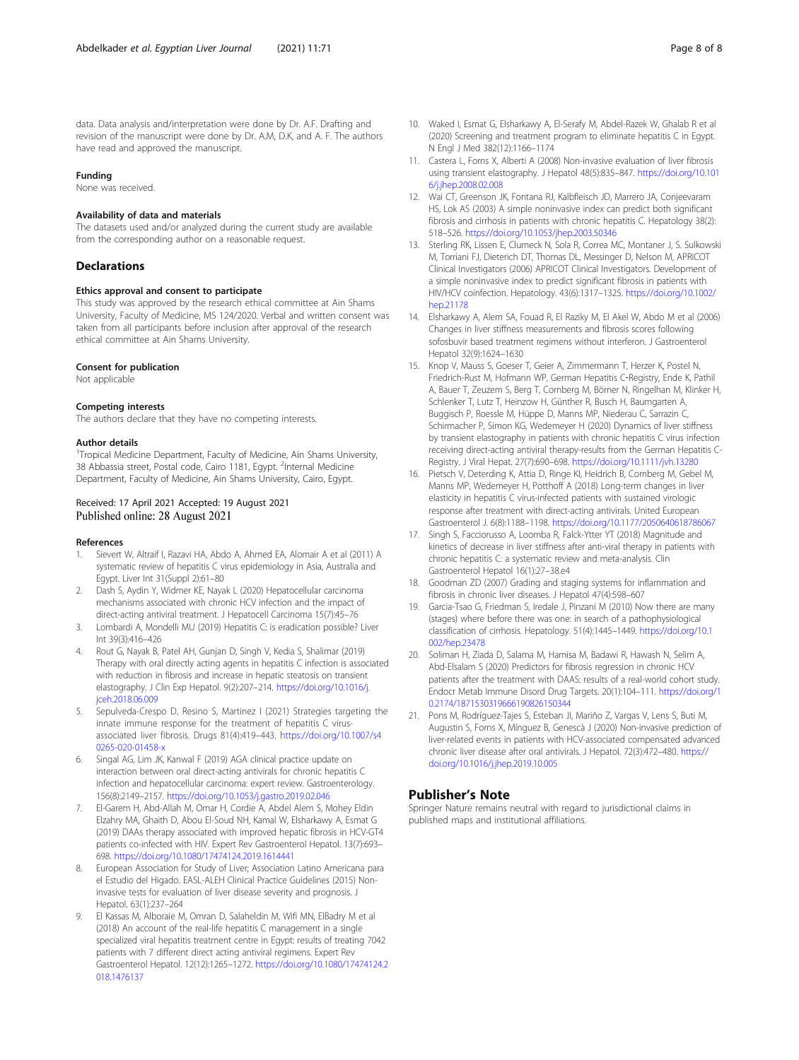data. Data analysis and/interpretation were done by Dr. A.F. Drafting and revision of the manuscript were done by Dr. A.M, D.K, and A. F. The authors have read and approved the manuscript.

### Funding

None was received.

### Availability of data and materials

The datasets used and/or analyzed during the current study are available from the corresponding author on a reasonable request.

## Declarations

### Ethics approval and consent to participate

This study was approved by the research ethical committee at Ain Shams University, Faculty of Medicine, MS 124/2020. Verbal and written consent was taken from all participants before inclusion after approval of the research ethical committee at Ain Shams University.

### Consent for publication

Not applicable

### Competing interests

The authors declare that they have no competing interests.

### Author details

[1]Tropical Medicine Department, Faculty of Medicine, Ain Shams University, 38 Abbassia street, Postal code, Cairo 1181, Egypt. [2]Internal Medicine Department, Faculty of Medicine, Ain Shams University, Cairo, Egypt.

Received: 17 April 2021 Accepted: 19 August 2021
Published online: 28 August 2021

### References

1. Sievert W, Altraif I, Razavi HA, Abdo A, Ahmed EA, Alomair A et al (2011) A systematic review of hepatitis C virus epidemiology in Asia, Australia and Egypt. Liver Int 31(Suppl 2):61–80
2. Dash S, Aydin Y, Widmer KE, Nayak L (2020) Hepatocellular carcinoma mechanisms associated with chronic HCV infection and the impact of direct-acting antiviral treatment. J Hepatocell Carcinoma 15(7):45–76
3. Lombardi A, Mondelli MU (2019) Hepatitis C: is eradication possible? Liver Int 39(3):416–426
4. Rout G, Nayak B, Patel AH, Gunjan D, Singh V, Kedia S, Shalimar (2019) Therapy with oral directly acting agents in hepatitis C infection is associated with reduction in fibrosis and increase in hepatic steatosis on transient elastography. J Clin Exp Hepatol. 9(2):207–214. https://doi.org/10.1016/j.jceh.2018.06.009
5. Sepulveda-Crespo D, Resino S, Martinez I (2021) Strategies targeting the innate immune response for the treatment of hepatitis C virus-associated liver fibrosis. Drugs 81(4):419–443. https://doi.org/10.1007/s40265-020-01458-x
6. Singal AG, Lim JK, Kanwal F (2019) AGA clinical practice update on interaction between oral direct-acting antivirals for chronic hepatitis C infection and hepatocellular carcinoma: expert review. Gastroenterology. 156(8):2149–2157. https://doi.org/10.1053/j.gastro.2019.02.046
7. El-Garem H, Abd-Allah M, Omar H, Cordie A, Abdel Alem S, Mohey Eldin Elzahry MA, Ghaith D, Abou El-Soud NH, Kamal W, Elsharkawy A, Esmat G (2019) DAAs therapy associated with improved hepatic fibrosis in HCV-GT4 patients co-infected with HIV. Expert Rev Gastroenterol Hepatol. 13(7):693–698. https://doi.org/10.1080/17474124.2019.1614441
8. European Association for Study of Liver; Association Latino Americana para el Estudio del Higado. EASL-ALEH Clinical Practice Guidelines (2015) Non-invasive tests for evaluation of liver disease severity and prognosis. J Hepatol. 63(1):237–264
9. El Kassas M, Alboraie M, Omran D, Salaheldin M, Wifi MN, ElBadry M et al (2018) An account of the real-life hepatitis C management in a single specialized viral hepatitis treatment centre in Egypt: results of treating 7042 patients with 7 different direct acting antiviral regimens. Expert Rev Gastroenterol Hepatol. 12(12):1265–1272. https://doi.org/10.1080/17474124.2018.1476137
10. Waked I, Esmat G, Elsharkawy A, El-Serafy M, Abdel-Razek W, Ghalab R et al (2020) Screening and treatment program to eliminate hepatitis C in Egypt. N Engl J Med 382(12):1166–1174
11. Castera L, Forns X, Alberti A (2008) Non-invasive evaluation of liver fibrosis using transient elastography. J Hepatol 48(5):835–847. https://doi.org/10.1016/j.jhep.2008.02.008
12. Wai CT, Greenson JK, Fontana RJ, Kalbfleisch JD, Marrero JA, Conjeevaram HS, Lok AS (2003) A simple noninvasive index can predict both significant fibrosis and cirrhosis in patients with chronic hepatitis C. Hepatology 38(2):518–526. https://doi.org/10.1053/jhep.2003.50346
13. Sterling RK, Lissen E, Clumeck N, Sola R, Correa MC, Montaner J, S. Sulkowski M, Torriani FJ, Dieterich DT, Thomas DL, Messinger D, Nelson M, APRICOT Clinical Investigators (2006) APRICOT Clinical Investigators. Development of a simple noninvasive index to predict significant fibrosis in patients with HIV/HCV coinfection. Hepatology. 43(6):1317–1325. https://doi.org/10.1002/hep.21178
14. Elsharkawy A, Alem SA, Fouad R, El Raziky M, El Akel W, Abdo M et al (2006) Changes in liver stiffness measurements and fibrosis scores following sofosbuvir based treatment regimens without interferon. J Gastroenterol Hepatol 32(9):1624–1630
15. Knop V, Mauss S, Goeser T, Geier A, Zimmermann T, Herzer K, Postel N, Friedrich-Rust M, Hofmann WP, German Hepatitis C-Registry, Ende K, Pathil A, Bauer T, Zeuzem S, Berg T, Cornberg M, Börner N, Ringelhan M, Klinker H, Schlenker T, Lutz T, Heinzow H, Günther R, Busch H, Baumgarten A, Buggisch P, Roessle M, Hüppe D, Manns MP, Niederau C, Sarrazin C, Schirmacher P, Simon KG, Wedemeyer H (2020) Dynamics of liver stiffness by transient elastography in patients with chronic hepatitis C virus infection receiving direct-acting antiviral therapy-results from the German Hepatitis C-Registry. J Viral Hepat. 27(7):690–698. https://doi.org/10.1111/jvh.13280
16. Pietsch V, Deterding K, Attia D, Ringe KI, Heidrich B, Cornberg M, Gebel M, Manns MP, Wedemeyer H, Potthoff A (2018) Long-term changes in liver elasticity in hepatitis C virus-infected patients with sustained virologic response after treatment with direct-acting antivirals. United European Gastroenterol J. 6(8):1188–1198. https://doi.org/10.1177/2050640618786067
17. Singh S, Facciorusso A, Loomba R, Falck-Ytter YT (2018) Magnitude and kinetics of decrease in liver stiffness after anti-viral therapy in patients with chronic hepatitis C: a systematic review and meta-analysis. Clin Gastroenterol Hepatol 16(1):27–38.e4
18. Goodman ZD (2007) Grading and staging systems for inflammation and fibrosis in chronic liver diseases. J Hepatol 47(4):598–607
19. Garcia-Tsao G, Friedman S, Iredale J, Pinzani M (2010) Now there are many (stages) where before there was one: in search of a pathophysiological classification of cirrhosis. Hepatology. 51(4):1445–1449. https://doi.org/10.1002/hep.23478
20. Soliman H, Ziada D, Salama M, Hamisa M, Badawi R, Hawash N, Selim A, Abd-Elsalam S (2020) Predictors for fibrosis regression in chronic HCV patients after the treatment with DAAS: results of a real-world cohort study. Endocr Metab Immune Disord Drug Targets. 20(1):104–111. https://doi.org/10.2174/1871530319666190826150344
21. Pons M, Rodríguez-Tajes S, Esteban JI, Mariño Z, Vargas V, Lens S, Buti M, Augustin S, Forns X, Mínguez B, Genescà J (2020) Non-invasive prediction of liver-related events in patients with HCV-associated compensated advanced chronic liver disease after oral antivirals. J Hepatol. 72(3):472–480. https://doi.org/10.1016/j.jhep.2019.10.005

## Publisher's Note

Springer Nature remains neutral with regard to jurisdictional claims in published maps and institutional affiliations.